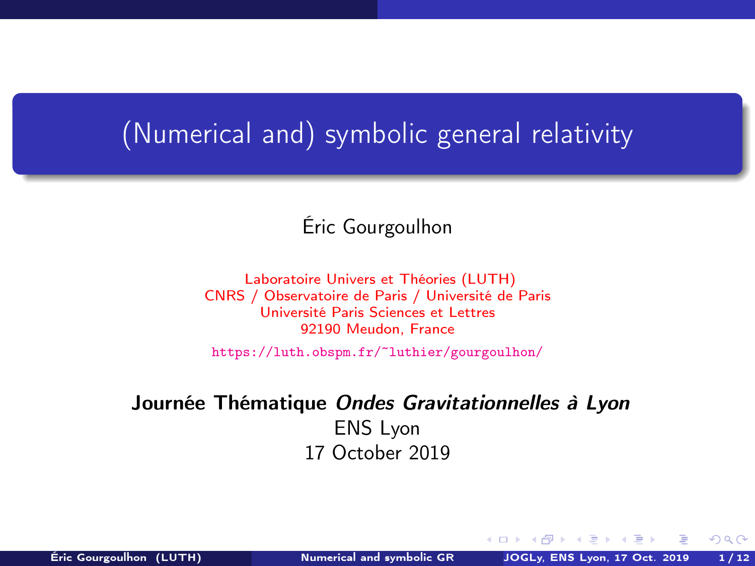# (Numerical and) symbolic general relativity

Éric Gourgoulhon

Laboratoire Univers et Théories (LUTH)
CNRS / Observatoire de Paris / Université de Paris
Université Paris Sciences et Lettres
92190 Meudon, France

https://luth.obspm.fr/~luthier/gourgoulhon/

**Journée Thématique *Ondes Gravitationnelles à Lyon***
ENS Lyon
17 October 2019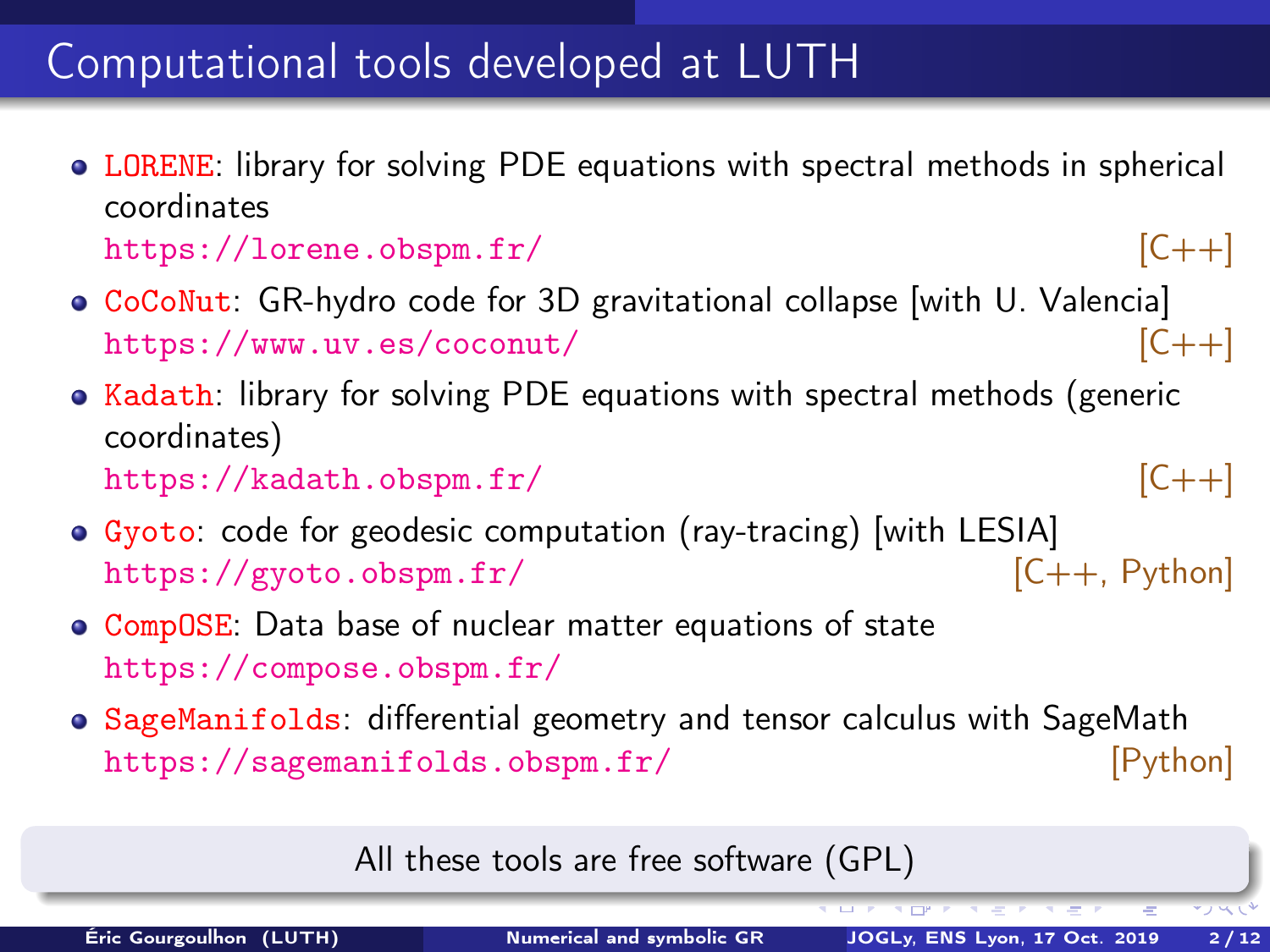# Computational tools developed at LUTH

- LORENE: library for solving PDE equations with spectral methods in spherical coordinates
  https://lorene.obspm.fr/ [C++]
- CoCoNut: GR-hydro code for 3D gravitational collapse [with U. Valencia]
  https://www.uv.es/coconut/ [C++]
- Kadath: library for solving PDE equations with spectral methods (generic coordinates)
  https://kadath.obspm.fr/ [C++]
- Gyoto: code for geodesic computation (ray-tracing) [with LESIA]
  https://gyoto.obspm.fr/ [C++, Python]
- CompOSE: Data base of nuclear matter equations of state
  https://compose.obspm.fr/
- SageManifolds: differential geometry and tensor calculus with SageMath
  https://sagemanifolds.obspm.fr/ [Python]

All these tools are free software (GPL)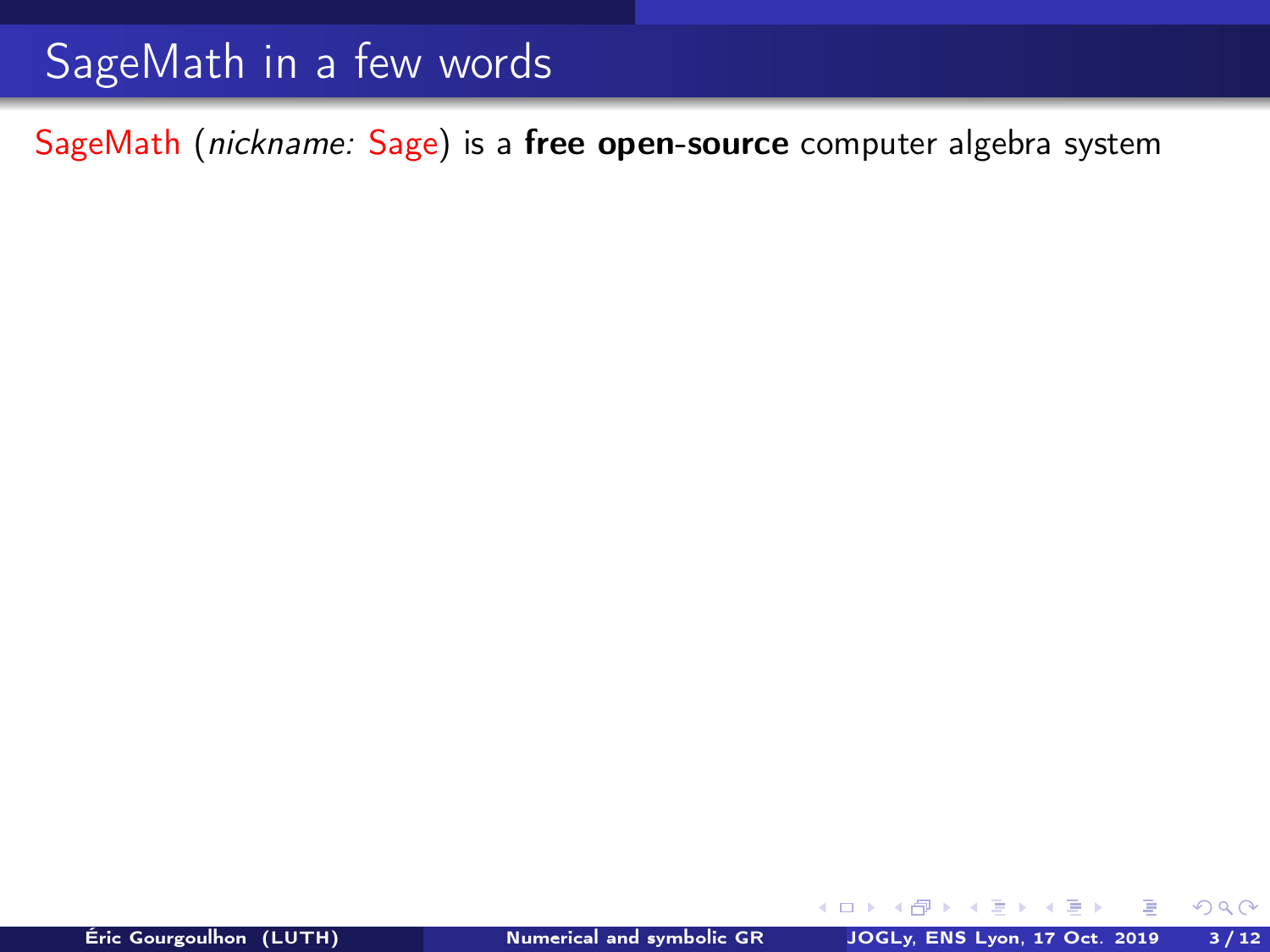# SageMath in a few words

SageMath (*nickname:* Sage) is a **free open-source** computer algebra system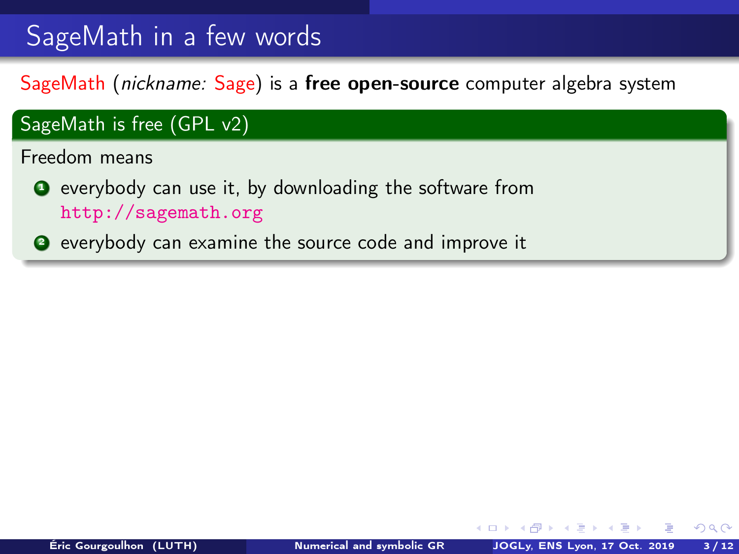# SageMath in a few words

SageMath (*nickname:* Sage) is a **free open-source** computer algebra system

## SageMath is free (GPL v2)

Freedom means

1. everybody can use it, by downloading the software from `http://sagemath.org`
2. everybody can examine the source code and improve it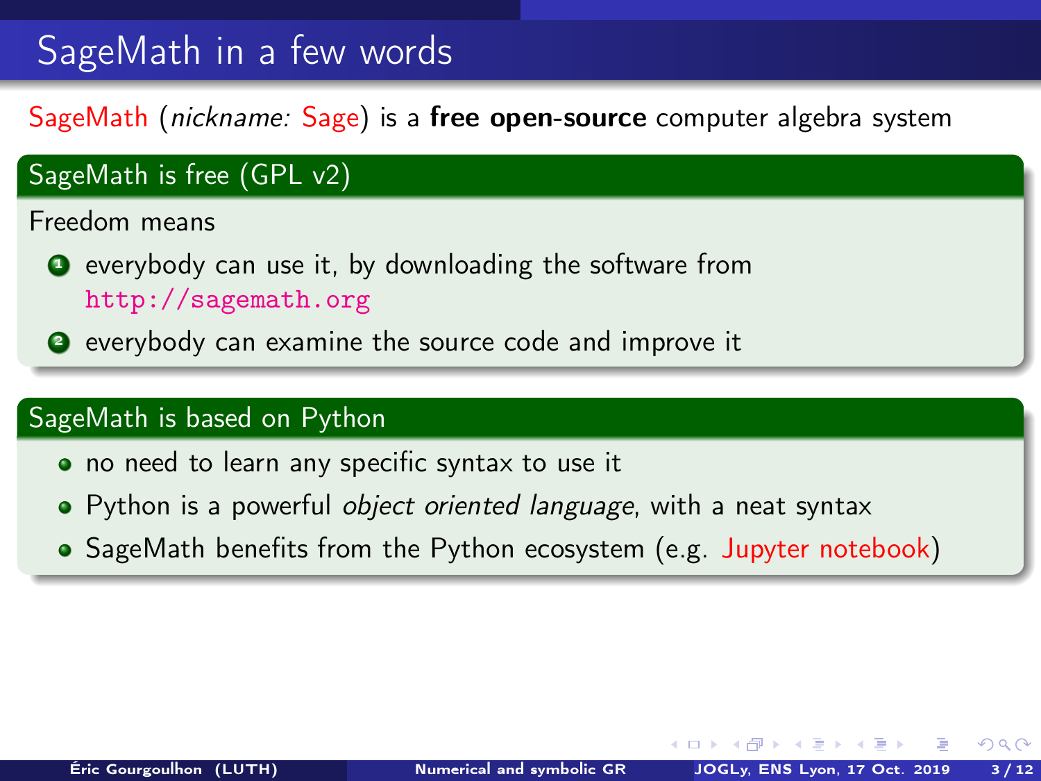# SageMath in a few words

SageMath (*nickname:* Sage) is a **free open-source** computer algebra system

## SageMath is free (GPL v2)

Freedom means

1. everybody can use it, by downloading the software from http://sagemath.org
2. everybody can examine the source code and improve it

## SageMath is based on Python

- no need to learn any specific syntax to use it
- Python is a powerful *object oriented language*, with a neat syntax
- SageMath benefits from the Python ecosystem (e.g. Jupyter notebook)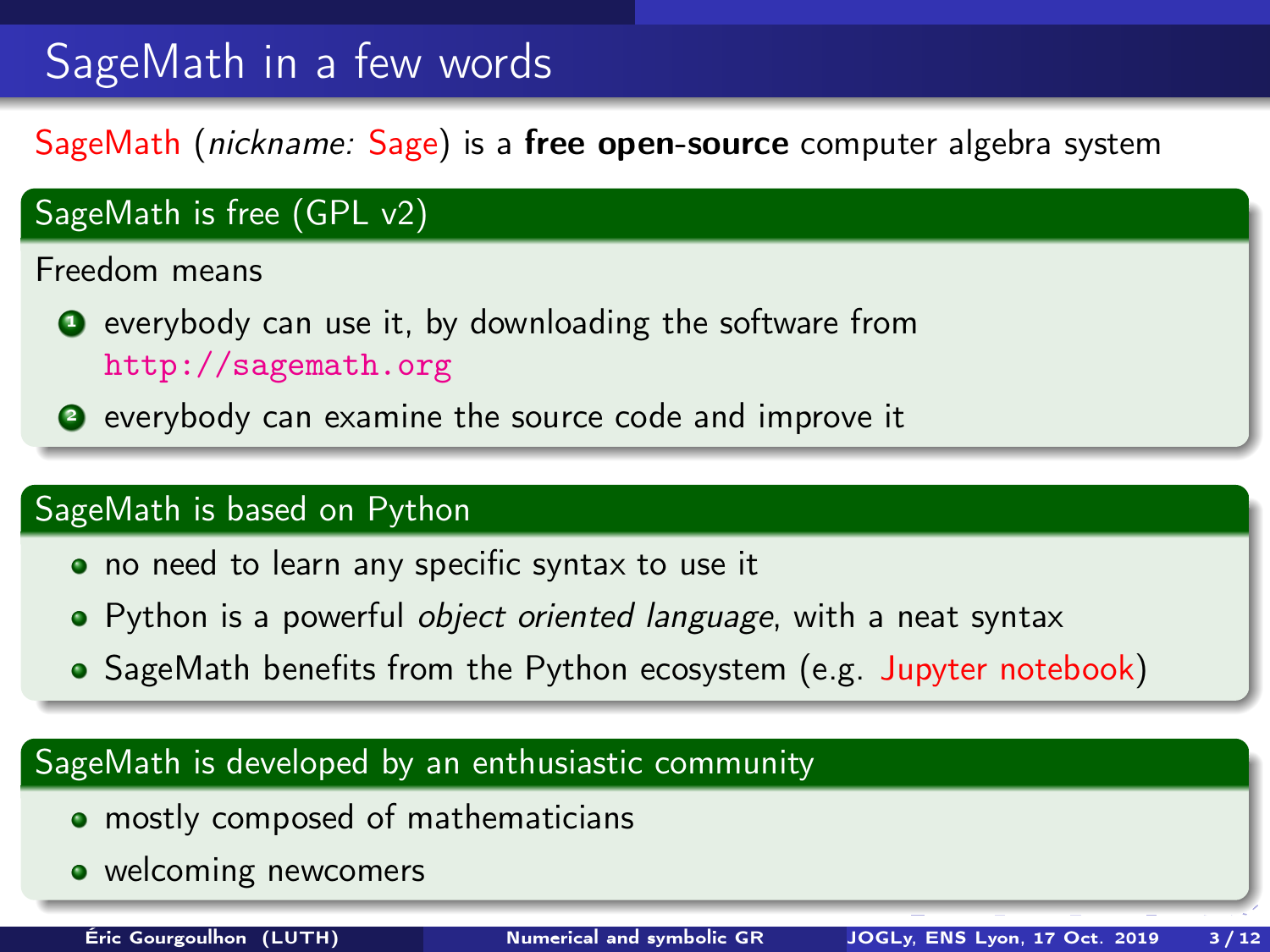# SageMath in a few words

SageMath (*nickname:* Sage) is a **free open-source** computer algebra system

## SageMath is free (GPL v2)

Freedom means

1. everybody can use it, by downloading the software from http://sagemath.org
2. everybody can examine the source code and improve it

## SageMath is based on Python

- no need to learn any specific syntax to use it
- Python is a powerful *object oriented language*, with a neat syntax
- SageMath benefits from the Python ecosystem (e.g. Jupyter notebook)

## SageMath is developed by an enthusiastic community

- mostly composed of mathematicians
- welcoming newcomers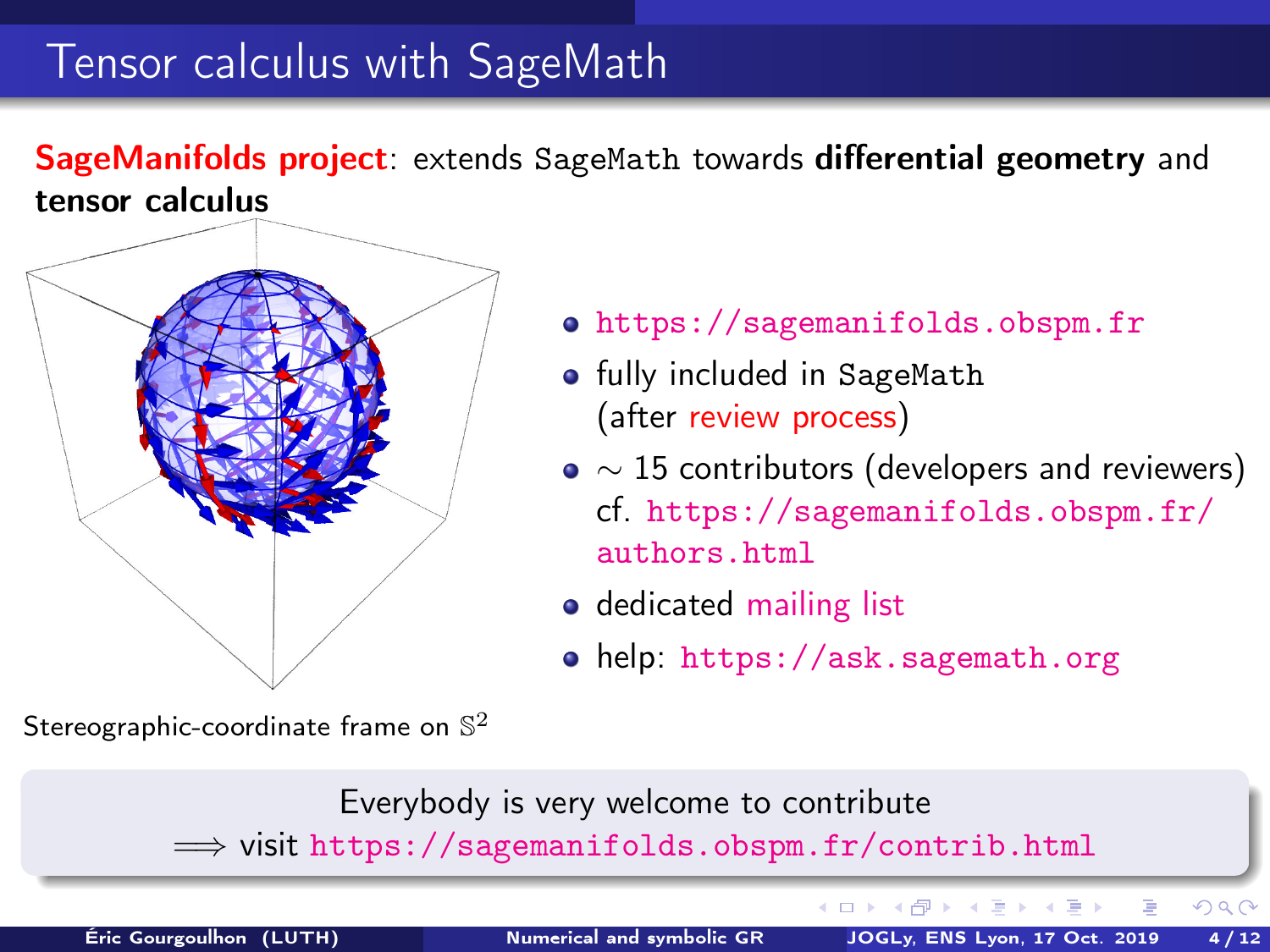# Tensor calculus with SageMath

**SageManifolds project**: extends SageMath towards **differential geometry** and **tensor calculus**

- https://sagemanifolds.obspm.fr
- fully included in SageMath (after review process)
- $\sim$ 15 contributors (developers and reviewers) cf. https://sagemanifolds.obspm.fr/authors.html
- dedicated mailing list
- help: https://ask.sagemath.org

Stereographic-coordinate frame on $\mathbb{S}^2$

Everybody is very welcome to contribute
$\Longrightarrow$ visit https://sagemanifolds.obspm.fr/contrib.html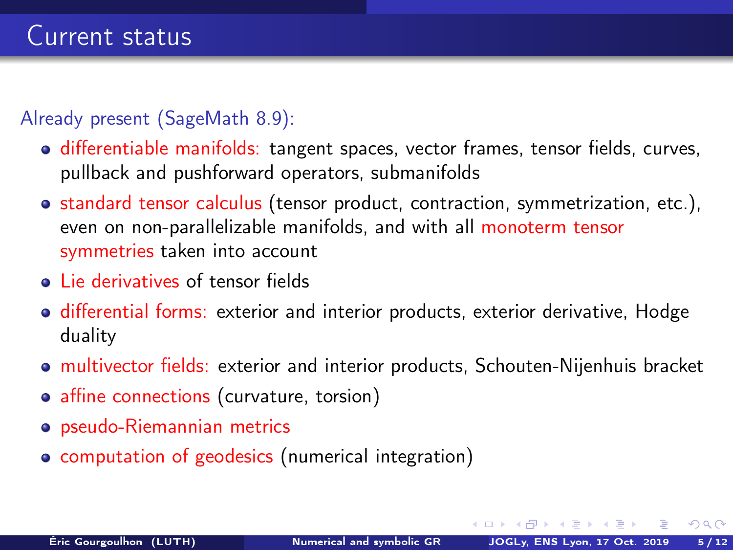# Current status

Already present (SageMath 8.9):

- differentiable manifolds: tangent spaces, vector frames, tensor fields, curves, pullback and pushforward operators, submanifolds
- standard tensor calculus (tensor product, contraction, symmetrization, etc.), even on non-parallelizable manifolds, and with all monoterm tensor symmetries taken into account
- Lie derivatives of tensor fields
- differential forms: exterior and interior products, exterior derivative, Hodge duality
- multivector fields: exterior and interior products, Schouten-Nijenhuis bracket
- affine connections (curvature, torsion)
- pseudo-Riemannian metrics
- computation of geodesics (numerical integration)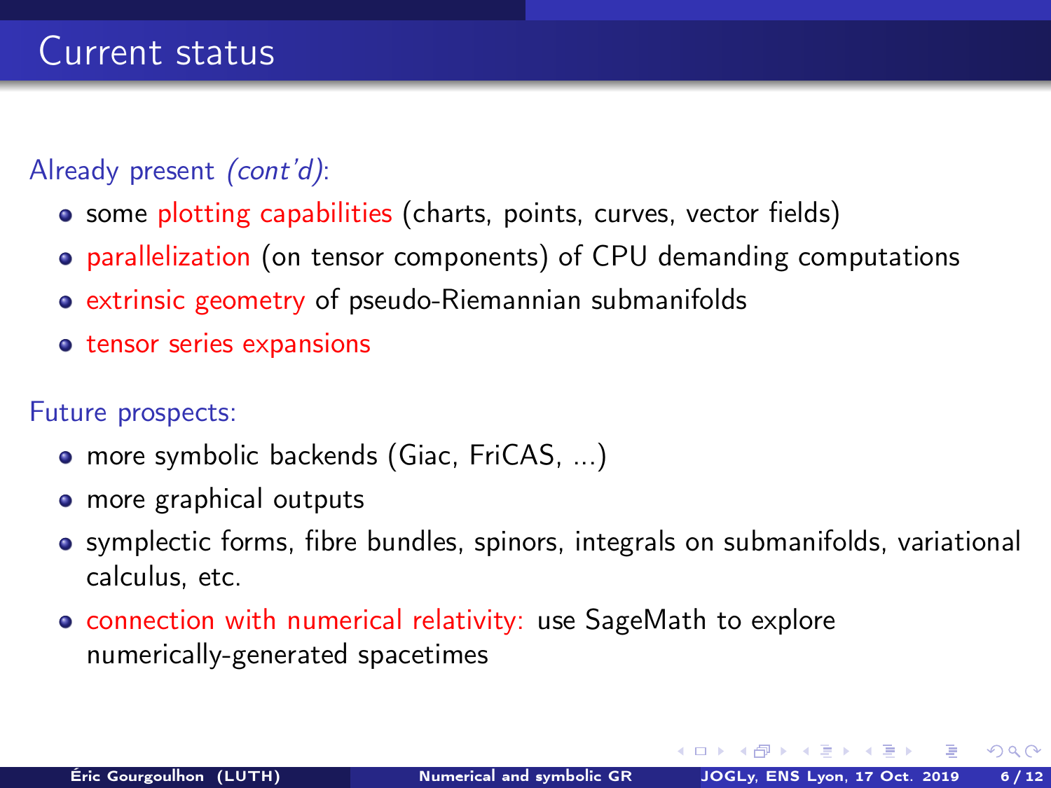# Current status

Already present *(cont'd)*:

- some plotting capabilities (charts, points, curves, vector fields)
- parallelization (on tensor components) of CPU demanding computations
- extrinsic geometry of pseudo-Riemannian submanifolds
- tensor series expansions

Future prospects:

- more symbolic backends (Giac, FriCAS, ...)
- more graphical outputs
- symplectic forms, fibre bundles, spinors, integrals on submanifolds, variational calculus, etc.
- connection with numerical relativity: use SageMath to explore numerically-generated spacetimes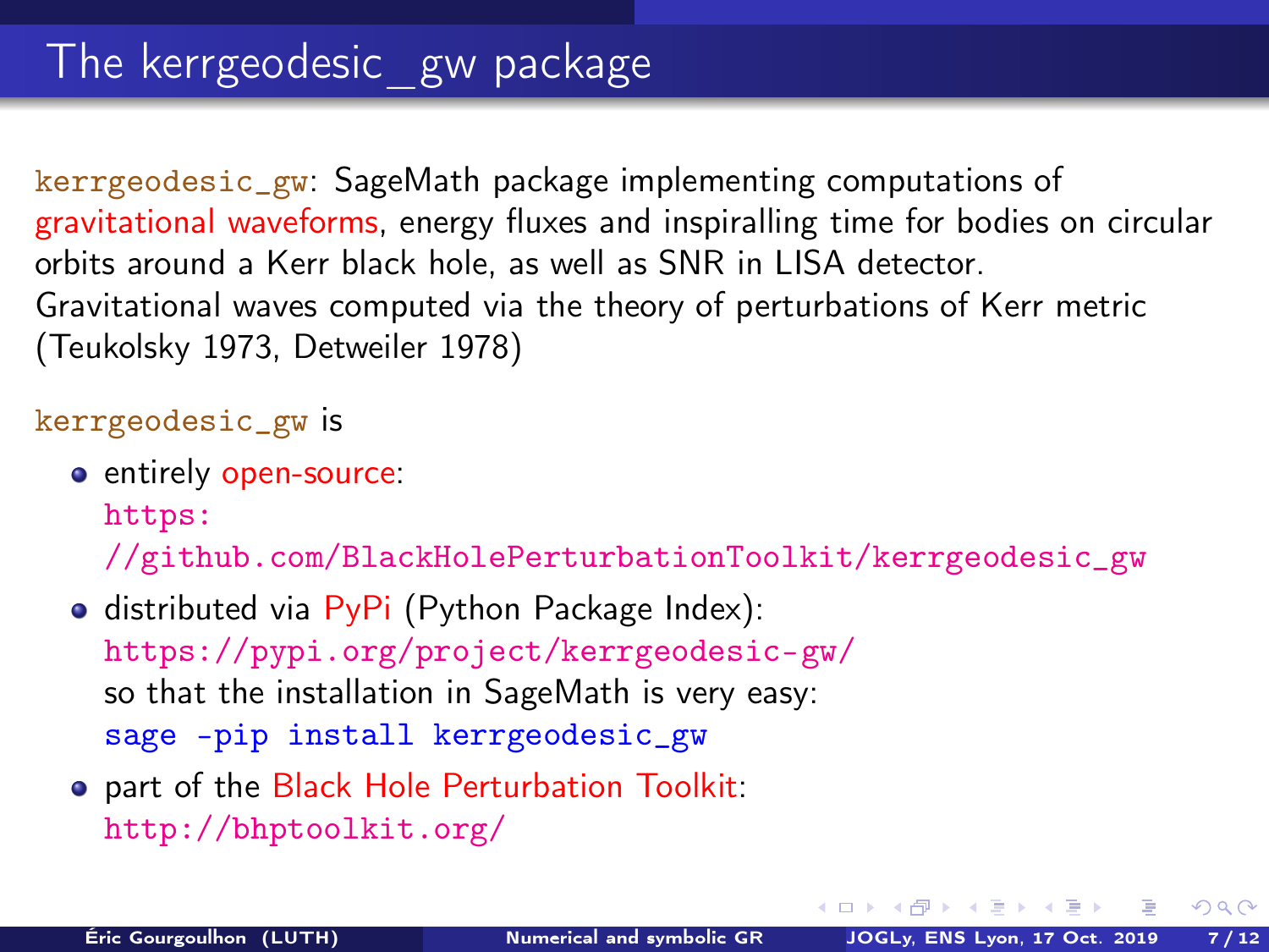# The kerrgeodesic_gw package

`kerrgeodesic_gw`: SageMath package implementing computations of gravitational waveforms, energy fluxes and inspiralling time for bodies on circular orbits around a Kerr black hole, as well as SNR in LISA detector.
Gravitational waves computed via the theory of perturbations of Kerr metric (Teukolsky 1973, Detweiler 1978)

`kerrgeodesic_gw` is

- entirely open-source:
  https://github.com/BlackHolePerturbationToolkit/kerrgeodesic_gw
- distributed via PyPi (Python Package Index):
  https://pypi.org/project/kerrgeodesic-gw/
  so that the installation in SageMath is very easy:
  `sage -pip install kerrgeodesic_gw`
- part of the Black Hole Perturbation Toolkit:
  http://bhptoolkit.org/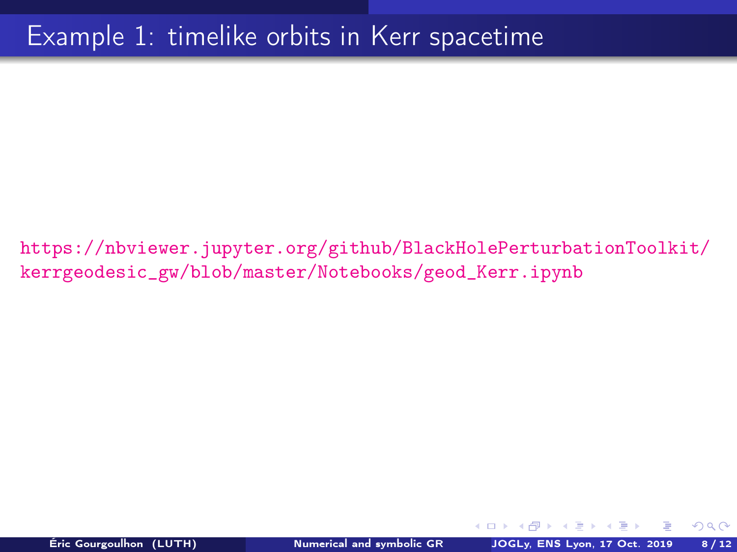# Example 1: timelike orbits in Kerr spacetime

https://nbviewer.jupyter.org/github/BlackHolePerturbationToolkit/kerrgeodesic_gw/blob/master/Notebooks/geod_Kerr.ipynb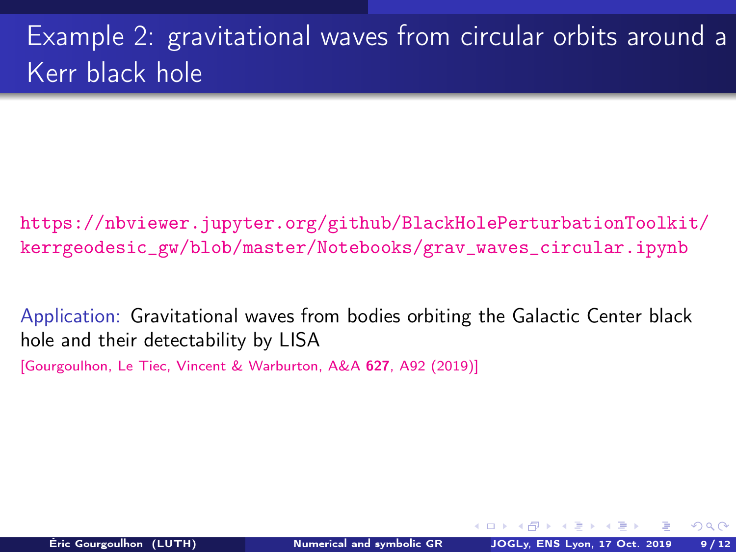# Example 2: gravitational waves from circular orbits around a Kerr black hole

https://nbviewer.jupyter.org/github/BlackHolePerturbationToolkit/kerrgeodesic_gw/blob/master/Notebooks/grav_waves_circular.ipynb

Application: Gravitational waves from bodies orbiting the Galactic Center black hole and their detectability by LISA

[Gourgoulhon, Le Tiec, Vincent & Warburton, A&A **627**, A92 (2019)]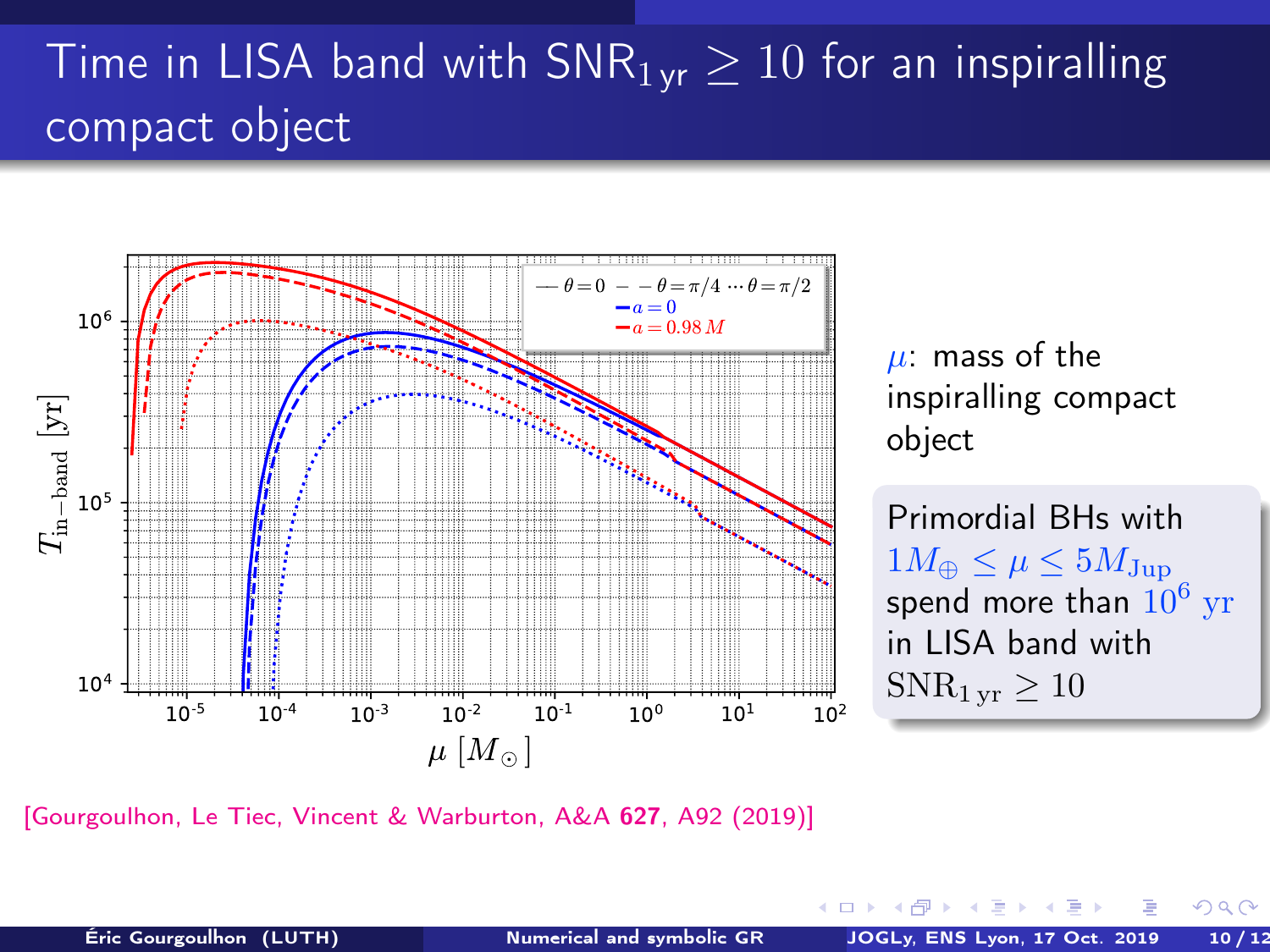# Time in LISA band with $\mathrm{SNR}_{1\,\mathrm{yr}} \geq 10$ for an inspiralling compact object

$\mu$: mass of the inspiralling compact object

Primordial BHs with $1M_{\oplus} \leq \mu \leq 5M_{\mathrm{Jup}}$ spend more than $10^6$ yr in LISA band with $\mathrm{SNR}_{1\,\mathrm{yr}} \geq 10$

[Gourgoulhon, Le Tiec, Vincent & Warburton, A&A **627**, A92 (2019)]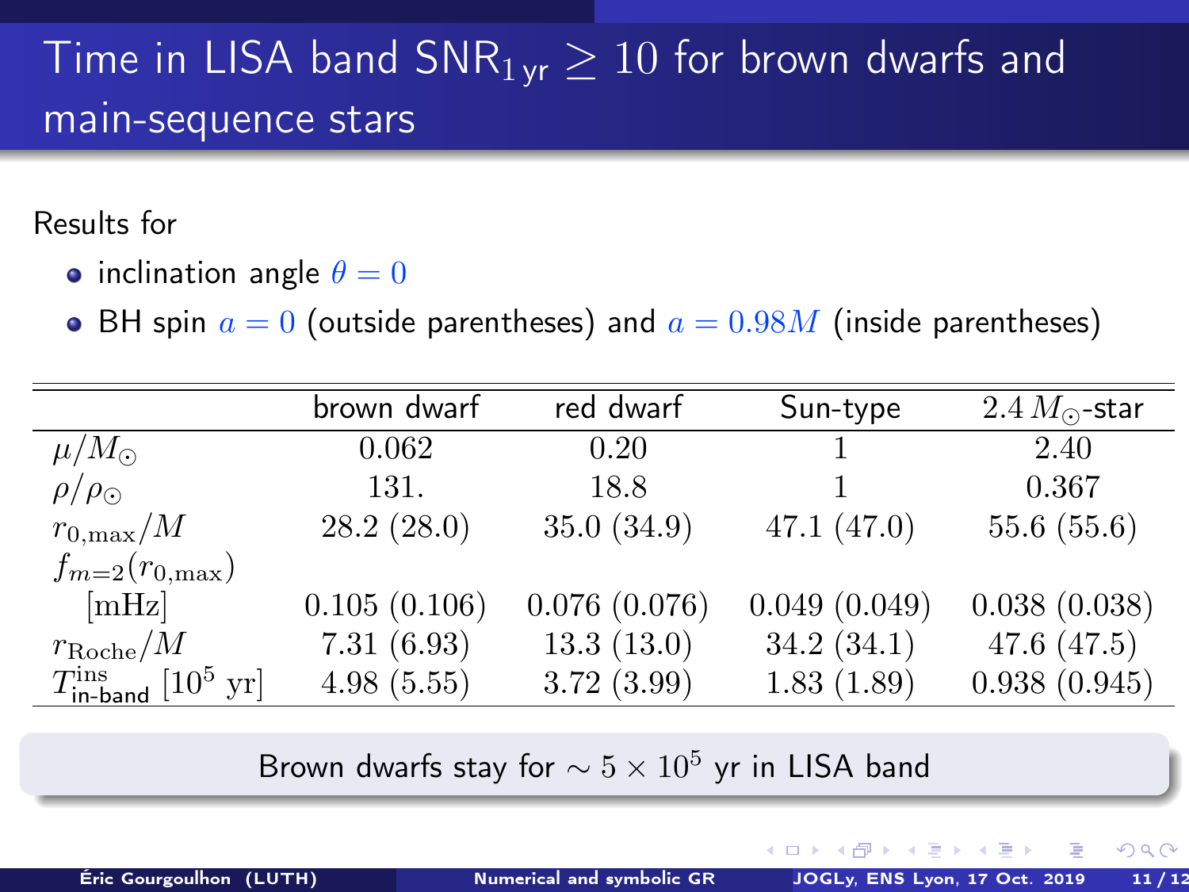# Time in LISA band $\mathrm{SNR}_{1\,\mathrm{yr}} \geq 10$ for brown dwarfs and main-sequence stars

Results for

- inclination angle $\theta = 0$
- BH spin $a = 0$ (outside parentheses) and $a = 0.98M$ (inside parentheses)

| | brown dwarf | red dwarf | Sun-type | $2.4\,M_\odot$-star |
|---|---|---|---|---|
| $\mu/M_\odot$ | 0.062 | 0.20 | 1 | 2.40 |
| $\rho/\rho_\odot$ | 131. | 18.8 | 1 | 0.367 |
| $r_{0,\mathrm{max}}/M$ | 28.2 (28.0) | 35.0 (34.9) | 47.1 (47.0) | 55.6 (55.6) |
| $f_{m=2}(r_{0,\mathrm{max}})$ [mHz] | 0.105 (0.106) | 0.076 (0.076) | 0.049 (0.049) | 0.038 (0.038) |
| $r_{\mathrm{Roche}}/M$ | 7.31 (6.93) | 13.3 (13.0) | 34.2 (34.1) | 47.6 (47.5) |
| $T^{\mathrm{ins}}_{\text{in-band}}$ $[10^5\ \mathrm{yr}]$ | 4.98 (5.55) | 3.72 (3.99) | 1.83 (1.89) | 0.938 (0.945) |

Brown dwarfs stay for $\sim 5 \times 10^5$ yr in LISA band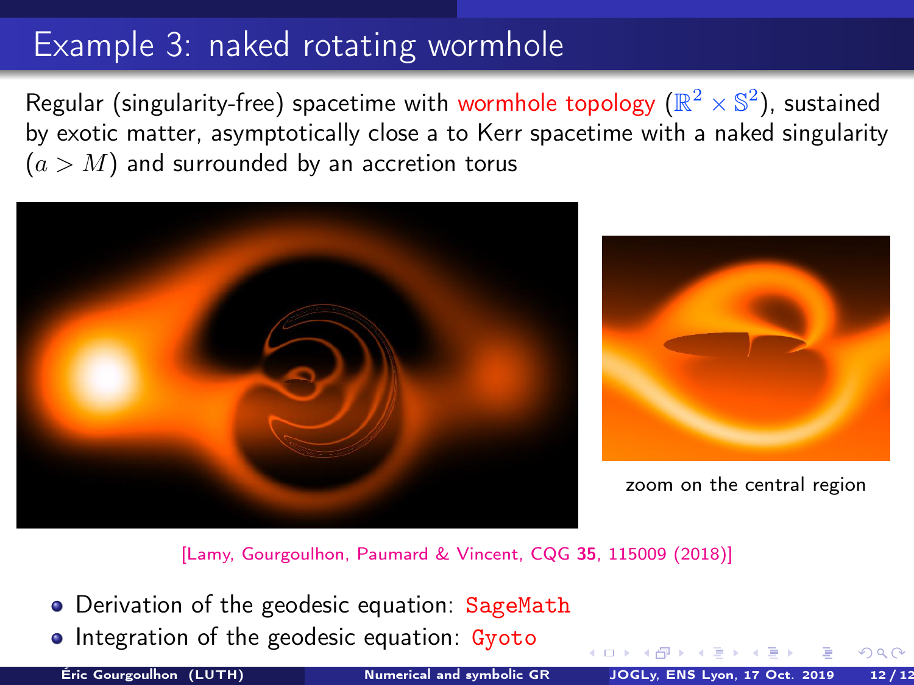# Example 3: naked rotating wormhole

Regular (singularity-free) spacetime with wormhole topology ($\mathbb{R}^2 \times \mathbb{S}^2$), sustained by exotic matter, asymptotically close a to Kerr spacetime with a naked singularity ($a > M$) and surrounded by an accretion torus

zoom on the central region

[Lamy, Gourgoulhon, Paumard & Vincent, CQG **35**, 115009 (2018)]

- Derivation of the geodesic equation: SageMath
- Integration of the geodesic equation: Gyoto